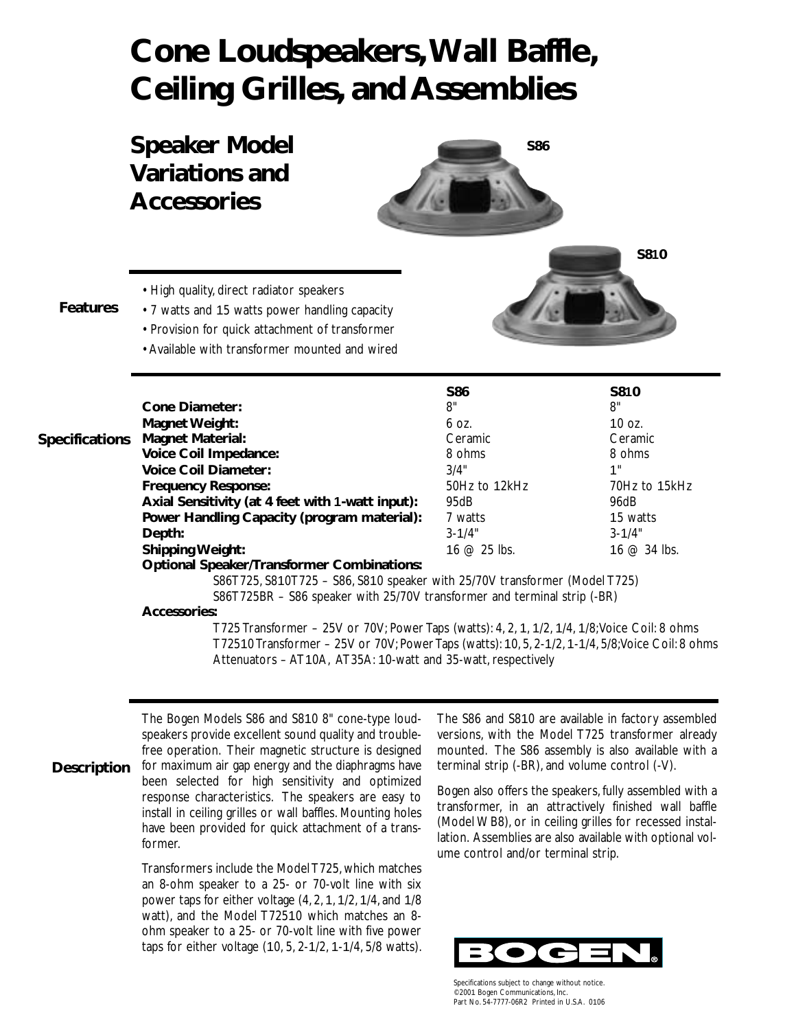# Cone Loudspeakers, Wall Baffle, Ceiling Grilles, and Assemblies

## Speaker Model Variations and Accessories

S86

S810

### Features

- High quality, direct radiator speakers
- 7 watts and 15 watts power handling capacity
- Provision for quick attachment of transformer
- Available with transformer mounted and wired

### Specifications

| | S86 | S810 |
|---|---|---|
| **Cone Diameter:** | 8" | 8" |
| **Magnet Weight:** | 6 oz. | 10 oz. |
| **Magnet Material:** | Ceramic | Ceramic |
| **Voice Coil Impedance:** | 8 ohms | 8 ohms |
| **Voice Coil Diameter:** | 3/4" | 1" |
| **Frequency Response:** | 50Hz to 12kHz | 70Hz to 15kHz |
| **Axial Sensitivity (at 4 feet with 1-watt input):** | 95dB | 96dB |
| **Power Handling Capacity (program material):** | 7 watts | 15 watts |
| **Depth:** | 3-1/4" | 3-1/4" |
| **Shipping Weight:** | 16 @ 25 lbs. | 16 @ 34 lbs. |

**Optional Speaker/Transformer Combinations:**

S86T725, S810T725 – S86, S810 speaker with 25/70V transformer (Model T725)
S86T725BR – S86 speaker with 25/70V transformer and terminal strip (-BR)

**Accessories:**

T725 Transformer – 25V or 70V; Power Taps (watts): 4, 2, 1, 1/2, 1/4, 1/8; Voice Coil: 8 ohms
T72510 Transformer – 25V or 70V; Power Taps (watts): 10, 5, 2-1/2, 1-1/4, 5/8; Voice Coil: 8 ohms
Attenuators – AT10A, AT35A: 10-watt and 35-watt, respectively

### Description

The Bogen Models S86 and S810 8" cone-type loudspeakers provide excellent sound quality and trouble-free operation. Their magnetic structure is designed for maximum air gap energy and the diaphragms have been selected for high sensitivity and optimized response characteristics. The speakers are easy to install in ceiling grilles or wall baffles. Mounting holes have been provided for quick attachment of a transformer.

Transformers include the Model T725, which matches an 8-ohm speaker to a 25- or 70-volt line with six power taps for either voltage (4, 2, 1, 1/2, 1/4, and 1/8 watt), and the Model T72510 which matches an 8-ohm speaker to a 25- or 70-volt line with five power taps for either voltage (10, 5, 2-1/2, 1-1/4, 5/8 watts).

The S86 and S810 are available in factory assembled versions, with the Model T725 transformer already mounted. The S86 assembly is also available with a terminal strip (-BR), and volume control (-V).

Bogen also offers the speakers, fully assembled with a transformer, in an attractively finished wall baffle (Model WB8), or in ceiling grilles for recessed installation. Assemblies are also available with optional volume control and/or terminal strip.

BOGEN®

Specifications subject to change without notice.
©2001 Bogen Communications, Inc.
Part No. 54-7777-06R2 Printed in U.S.A. 0106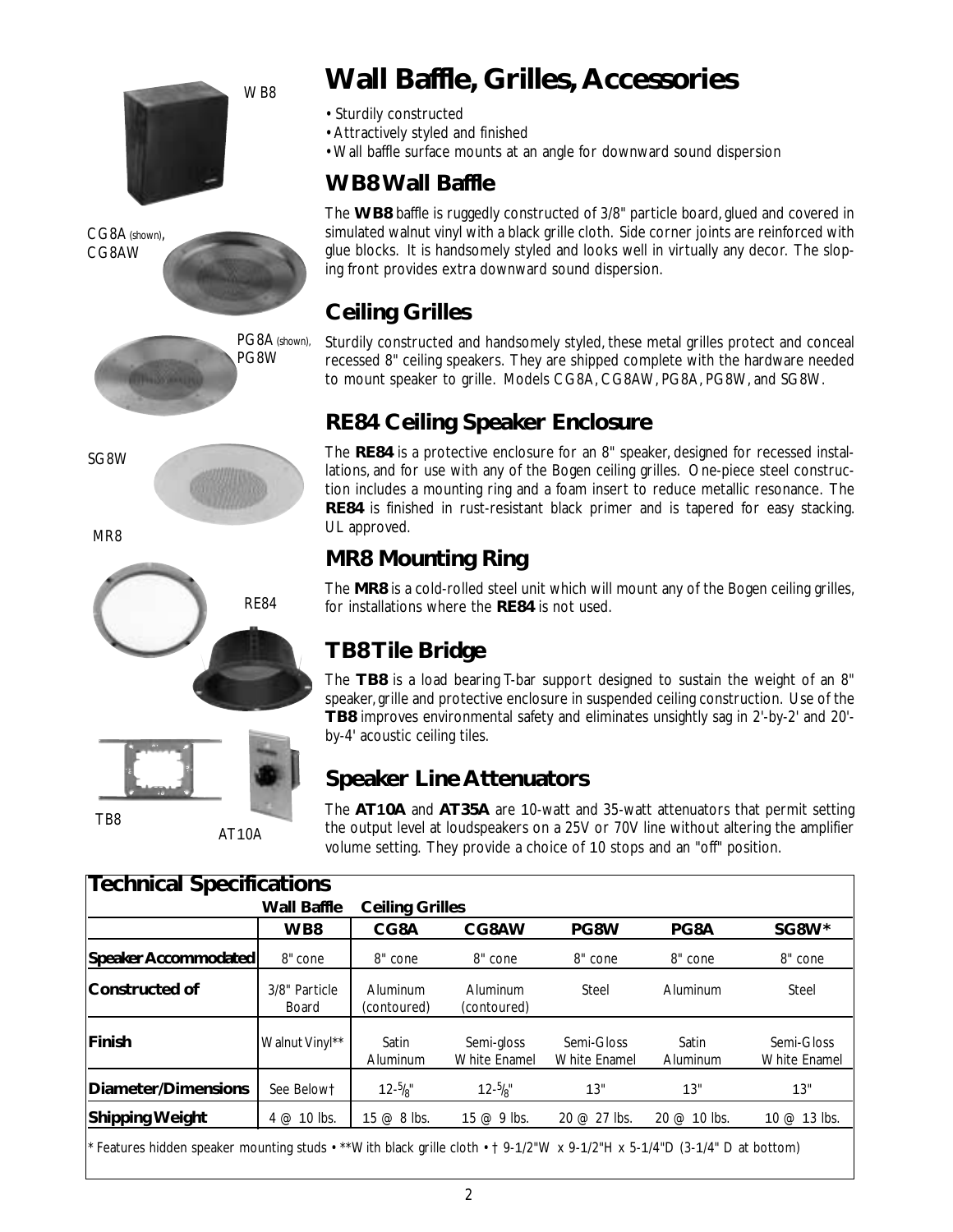WB8

CG8A (shown), CG8AW

PG8A (shown), PG8W

SG8W

MR8

RE84

TB8

AT10A

# Wall Baffle, Grilles, Accessories

- Sturdily constructed
- Attractively styled and finished
- Wall baffle surface mounts at an angle for downward sound dispersion

## WB8 Wall Baffle

The **WB8** baffle is ruggedly constructed of 3/8" particle board, glued and covered in simulated walnut vinyl with a black grille cloth. Side corner joints are reinforced with glue blocks. It is handsomely styled and looks well in virtually any decor. The sloping front provides extra downward sound dispersion.

## Ceiling Grilles

Sturdily constructed and handsomely styled, these metal grilles protect and conceal recessed 8" ceiling speakers. They are shipped complete with the hardware needed to mount speaker to grille. Models CG8A, CG8AW, PG8A, PG8W, and SG8W.

## RE84 Ceiling Speaker Enclosure

The **RE84** is a protective enclosure for an 8" speaker, designed for recessed installations, and for use with any of the Bogen ceiling grilles. One-piece steel construction includes a mounting ring and a foam insert to reduce metallic resonance. The **RE84** is finished in rust-resistant black primer and is tapered for easy stacking. UL approved.

## MR8 Mounting Ring

The **MR8** is a cold-rolled steel unit which will mount any of the Bogen ceiling grilles, for installations where the **RE84** is not used.

## TB8 Tile Bridge

The **TB8** is a load bearing T-bar support designed to sustain the weight of an 8" speaker, grille and protective enclosure in suspended ceiling construction. Use of the **TB8** improves environmental safety and eliminates unsightly sag in 2'-by-2' and 20'-by-4' acoustic ceiling tiles.

## Speaker Line Attenuators

The **AT10A** and **AT35A** are 10-watt and 35-watt attenuators that permit setting the output level at loudspeakers on a 25V or 70V line without altering the amplifier volume setting. They provide a choice of 10 stops and an "off" position.

## Technical Specifications

| | Wall Baffle | Ceiling Grilles | | | | |
|---|---|---|---|---|---|---|
| | **WB8** | **CG8A** | **CG8AW** | **PG8W** | **PG8A** | **SG8W*** |
| **Speaker Accommodated** | 8" cone | 8" cone | 8" cone | 8" cone | 8" cone | 8" cone |
| **Constructed of** | 3/8" Particle Board | Aluminum (contoured) | Aluminum (contoured) | Steel | Aluminum | Steel |
| **Finish** | Walnut Vinyl** | Satin Aluminum | Semi-gloss White Enamel | Semi-Gloss White Enamel | Satin Aluminum | Semi-Gloss White Enamel |
| **Diameter/Dimensions** | See Below† | 12-5/8" | 12-5/8" | 13" | 13" | 13" |
| **Shipping Weight** | 4 @ 10 lbs. | 15 @ 8 lbs. | 15 @ 9 lbs. | 20 @ 27 lbs. | 20 @ 10 lbs. | 10 @ 13 lbs. |

* Features hidden speaker mounting studs • **With black grille cloth • † 9-1/2"W x 9-1/2"H x 5-1/4"D (3-1/4" D at bottom)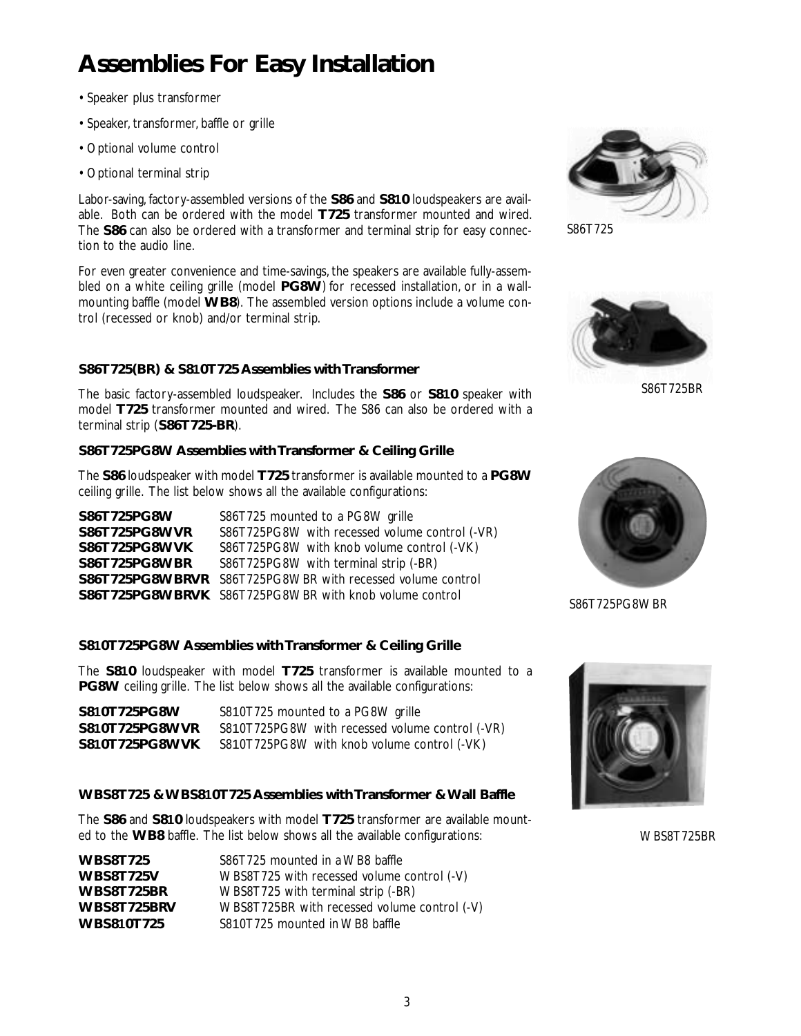# Assemblies For Easy Installation

- Speaker plus transformer
- Speaker, transformer, baffle or grille
- Optional volume control
- Optional terminal strip

Labor-saving, factory-assembled versions of the **S86** and **S810** loudspeakers are available. Both can be ordered with the model **T725** transformer mounted and wired. The **S86** can also be ordered with a transformer and terminal strip for easy connection to the audio line.

For even greater convenience and time-savings, the speakers are available fully-assembled on a white ceiling grille (model **PG8W**) for recessed installation, or in a wall-mounting baffle (model **WB8**). The assembled version options include a volume control (recessed or knob) and/or terminal strip.

S86T725

S86T725BR

### S86T725(BR) & S810T725 Assemblies with Transformer

The basic factory-assembled loudspeaker. Includes the **S86** or **S810** speaker with model **T725** transformer mounted and wired. The S86 can also be ordered with a terminal strip (**S86T725-BR**).

### S86T725PG8W Assemblies with Transformer & Ceiling Grille

The **S86** loudspeaker with model **T725** transformer is available mounted to a **PG8W** ceiling grille. The list below shows all the available configurations:

| | |
|---|---|
| **S86T725PG8W** | S86T725 mounted to a PG8W grille |
| **S86T725PG8WVR** | S86T725PG8W with recessed volume control (-VR) |
| **S86T725PG8WVK** | S86T725PG8W with knob volume control (-VK) |
| **S86T725PG8WBR** | S86T725PG8W with terminal strip (-BR) |
| **S86T725PG8WBRVR** | S86T725PG8WBR with recessed volume control |
| **S86T725PG8WBRVK** | S86T725PG8WBR with knob volume control |

S86T725PG8WBR

### S810T725PG8W Assemblies with Transformer & Ceiling Grille

The **S810** loudspeaker with model **T725** transformer is available mounted to a **PG8W** ceiling grille. The list below shows all the available configurations:

| | |
|---|---|
| **S810T725PG8W** | S810T725 mounted to a PG8W grille |
| **S810T725PG8WVR** | S810T725PG8W with recessed volume control (-VR) |
| **S810T725PG8WVK** | S810T725PG8W with knob volume control (-VK) |

### WBS8T725 & WBS810T725 Assemblies with Transformer & Wall Baffle

The **S86** and **S810** loudspeakers with model **T725** transformer are available mounted to the **WB8** baffle. The list below shows all the available configurations:

| | |
|---|---|
| **WBS8T725** | S86T725 mounted in a WB8 baffle |
| **WBS8T725V** | WBS8T725 with recessed volume control (-V) |
| **WBS8T725BR** | WBS8T725 with terminal strip (-BR) |
| **WBS8T725BRV** | WBS8T725BR with recessed volume control (-V) |
| **WBS810T725** | S810T725 mounted in WB8 baffle |

WBS8T725BR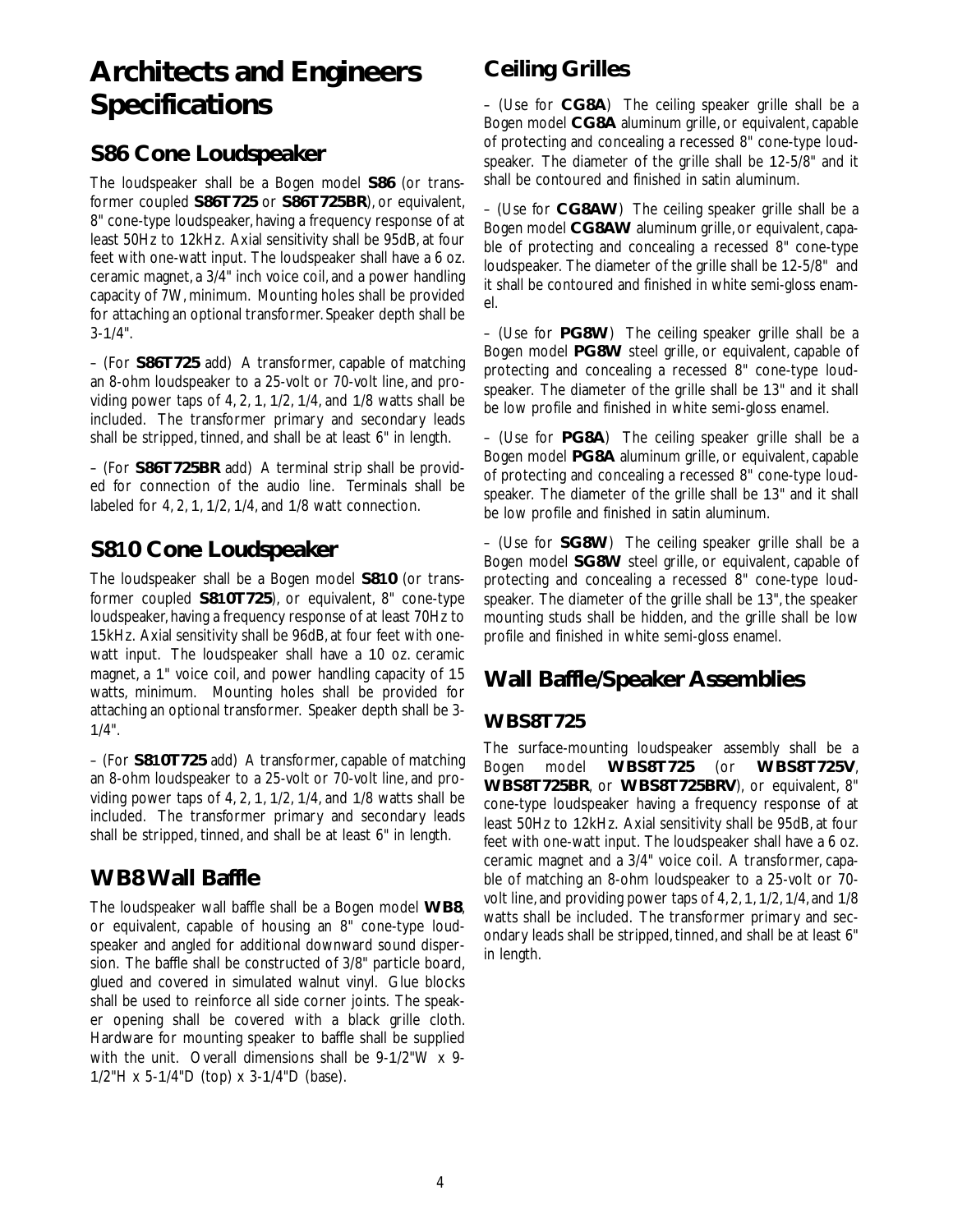# Architects and Engineers Specifications

## S86 Cone Loudspeaker

The loudspeaker shall be a Bogen model **S86** (or transformer coupled **S86T725** or **S86T725BR**), or equivalent, 8" cone-type loudspeaker, having a frequency response of at least 50Hz to 12kHz. Axial sensitivity shall be 95dB, at four feet with one-watt input. The loudspeaker shall have a 6 oz. ceramic magnet, a 3/4" inch voice coil, and a power handling capacity of 7W, minimum. Mounting holes shall be provided for attaching an optional transformer. Speaker depth shall be 3-1/4".

– (For **S86T725** add) A transformer, capable of matching an 8-ohm loudspeaker to a 25-volt or 70-volt line, and providing power taps of 4, 2, 1, 1/2, 1/4, and 1/8 watts shall be included. The transformer primary and secondary leads shall be stripped, tinned, and shall be at least 6" in length.

– (For **S86T725BR** add) A terminal strip shall be provided for connection of the audio line. Terminals shall be labeled for 4, 2, 1, 1/2, 1/4, and 1/8 watt connection.

## S810 Cone Loudspeaker

The loudspeaker shall be a Bogen model **S810** (or transformer coupled **S810T725**), or equivalent, 8" cone-type loudspeaker, having a frequency response of at least 70Hz to 15kHz. Axial sensitivity shall be 96dB, at four feet with one-watt input. The loudspeaker shall have a 10 oz. ceramic magnet, a 1" voice coil, and power handling capacity of 15 watts, minimum. Mounting holes shall be provided for attaching an optional transformer. Speaker depth shall be 3-1/4".

– (For **S810T725** add) A transformer, capable of matching an 8-ohm loudspeaker to a 25-volt or 70-volt line, and providing power taps of 4, 2, 1, 1/2, 1/4, and 1/8 watts shall be included. The transformer primary and secondary leads shall be stripped, tinned, and shall be at least 6" in length.

## WB8 Wall Baffle

The loudspeaker wall baffle shall be a Bogen model **WB8**, or equivalent, capable of housing an 8" cone-type loudspeaker and angled for additional downward sound dispersion. The baffle shall be constructed of 3/8" particle board, glued and covered in simulated walnut vinyl. Glue blocks shall be used to reinforce all side corner joints. The speaker opening shall be covered with a black grille cloth. Hardware for mounting speaker to baffle shall be supplied with the unit. Overall dimensions shall be 9-1/2"W x 9-1/2"H x 5-1/4"D (top) x 3-1/4"D (base).

## Ceiling Grilles

– (Use for **CG8A**) The ceiling speaker grille shall be a Bogen model **CG8A** aluminum grille, or equivalent, capable of protecting and concealing a recessed 8" cone-type loudspeaker. The diameter of the grille shall be 12-5/8" and it shall be contoured and finished in satin aluminum.

– (Use for **CG8AW**) The ceiling speaker grille shall be a Bogen model **CG8AW** aluminum grille, or equivalent, capable of protecting and concealing a recessed 8" cone-type loudspeaker. The diameter of the grille shall be 12-5/8" and it shall be contoured and finished in white semi-gloss enamel.

– (Use for **PG8W**) The ceiling speaker grille shall be a Bogen model **PG8W** steel grille, or equivalent, capable of protecting and concealing a recessed 8" cone-type loudspeaker. The diameter of the grille shall be 13" and it shall be low profile and finished in white semi-gloss enamel.

– (Use for **PG8A**) The ceiling speaker grille shall be a Bogen model **PG8A** aluminum grille, or equivalent, capable of protecting and concealing a recessed 8" cone-type loudspeaker. The diameter of the grille shall be 13" and it shall be low profile and finished in satin aluminum.

– (Use for **SG8W**) The ceiling speaker grille shall be a Bogen model **SG8W** steel grille, or equivalent, capable of protecting and concealing a recessed 8" cone-type loudspeaker. The diameter of the grille shall be 13", the speaker mounting studs shall be hidden, and the grille shall be low profile and finished in white semi-gloss enamel.

## Wall Baffle/Speaker Assemblies

### WBS8T725

The surface-mounting loudspeaker assembly shall be a Bogen model **WBS8T725** (or **WBS8T725V**, **WBS8T725BR**, or **WBS8T725BRV**), or equivalent, 8" cone-type loudspeaker having a frequency response of at least 50Hz to 12kHz. Axial sensitivity shall be 95dB, at four feet with one-watt input. The loudspeaker shall have a 6 oz. ceramic magnet and a 3/4" voice coil. A transformer, capable of matching an 8-ohm loudspeaker to a 25-volt or 70-volt line, and providing power taps of 4, 2, 1, 1/2, 1/4, and 1/8 watts shall be included. The transformer primary and secondary leads shall be stripped, tinned, and shall be at least 6" in length.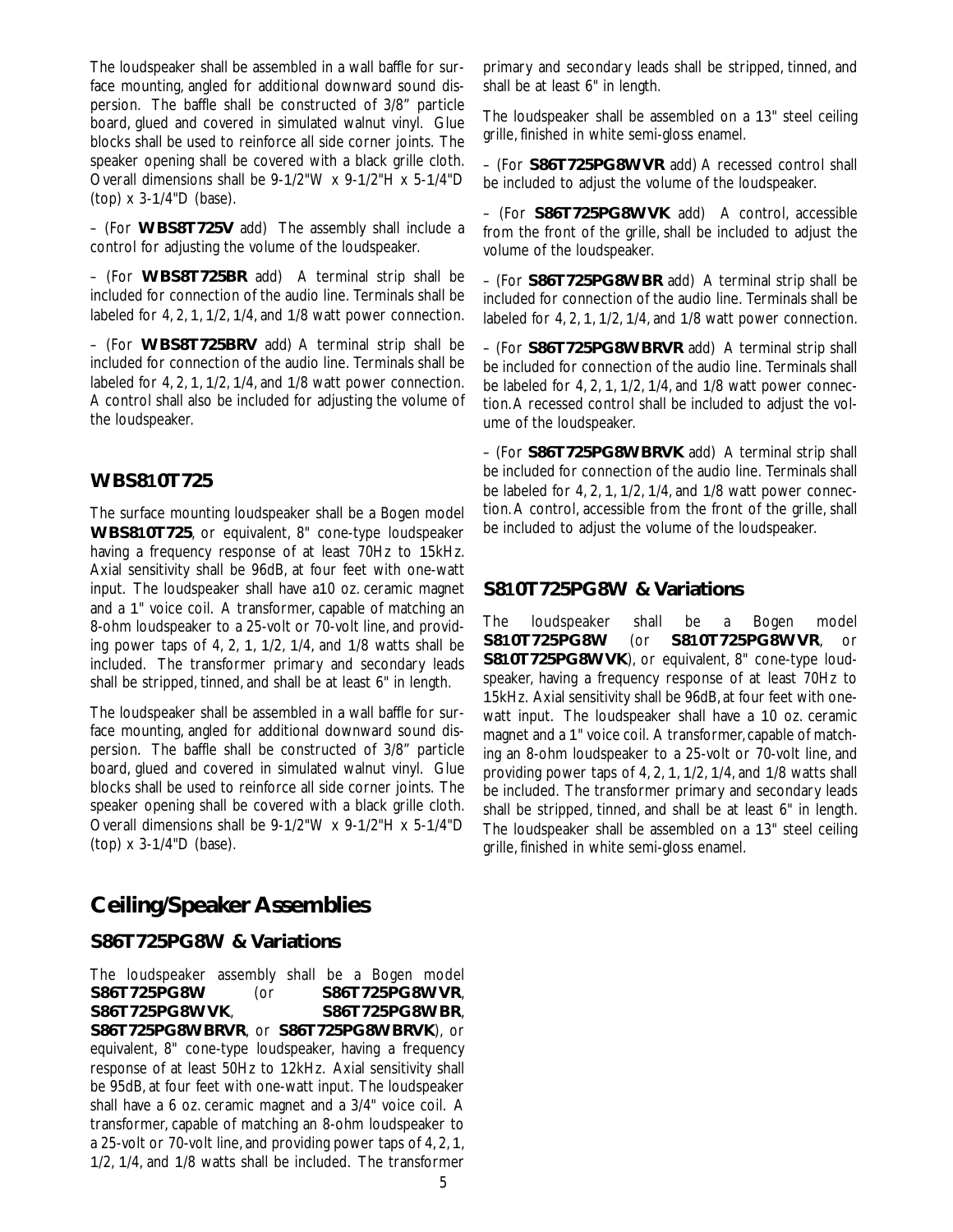The loudspeaker shall be assembled in a wall baffle for surface mounting, angled for additional downward sound dispersion. The baffle shall be constructed of 3/8" particle board, glued and covered in simulated walnut vinyl. Glue blocks shall be used to reinforce all side corner joints. The speaker opening shall be covered with a black grille cloth. Overall dimensions shall be 9-1/2"W x 9-1/2"H x 5-1/4"D (top) x 3-1/4"D (base).

– (For **WBS8T725V** add) The assembly shall include a control for adjusting the volume of the loudspeaker.

– (For **WBS8T725BR** add) A terminal strip shall be included for connection of the audio line. Terminals shall be labeled for 4, 2, 1, 1/2, 1/4, and 1/8 watt power connection.

– (For **WBS8T725BRV** add) A terminal strip shall be included for connection of the audio line. Terminals shall be labeled for 4, 2, 1, 1/2, 1/4, and 1/8 watt power connection. A control shall also be included for adjusting the volume of the loudspeaker.

### WBS810T725

The surface mounting loudspeaker shall be a Bogen model **WBS810T725**, or equivalent, 8" cone-type loudspeaker having a frequency response of at least 70Hz to 15kHz. Axial sensitivity shall be 96dB, at four feet with one-watt input. The loudspeaker shall have a10 oz. ceramic magnet and a 1" voice coil. A transformer, capable of matching an 8-ohm loudspeaker to a 25-volt or 70-volt line, and providing power taps of 4, 2, 1, 1/2, 1/4, and 1/8 watts shall be included. The transformer primary and secondary leads shall be stripped, tinned, and shall be at least 6" in length.

The loudspeaker shall be assembled in a wall baffle for surface mounting, angled for additional downward sound dispersion. The baffle shall be constructed of 3/8" particle board, glued and covered in simulated walnut vinyl. Glue blocks shall be used to reinforce all side corner joints. The speaker opening shall be covered with a black grille cloth. Overall dimensions shall be 9-1/2"W x 9-1/2"H x 5-1/4"D (top) x 3-1/4"D (base).

## Ceiling/Speaker Assemblies

### S86T725PG8W & Variations

The loudspeaker assembly shall be a Bogen model **S86T725PG8W** (or **S86T725PG8WVR**, **S86T725PG8WVK**, **S86T725PG8WBR**, **S86T725PG8WBRVR**, or **S86T725PG8WBRVK**), or equivalent, 8" cone-type loudspeaker, having a frequency response of at least 50Hz to 12kHz. Axial sensitivity shall be 95dB, at four feet with one-watt input. The loudspeaker shall have a 6 oz. ceramic magnet and a 3/4" voice coil. A transformer, capable of matching an 8-ohm loudspeaker to a 25-volt or 70-volt line, and providing power taps of 4, 2, 1, 1/2, 1/4, and 1/8 watts shall be included. The transformer primary and secondary leads shall be stripped, tinned, and shall be at least 6" in length.

The loudspeaker shall be assembled on a 13" steel ceiling grille, finished in white semi-gloss enamel.

– (For **S86T725PG8WVR** add) A recessed control shall be included to adjust the volume of the loudspeaker.

– (For **S86T725PG8WVK** add) A control, accessible from the front of the grille, shall be included to adjust the volume of the loudspeaker.

– (For **S86T725PG8WBR** add) A terminal strip shall be included for connection of the audio line. Terminals shall be labeled for 4, 2, 1, 1/2, 1/4, and 1/8 watt power connection.

– (For **S86T725PG8WBRVR** add) A terminal strip shall be included for connection of the audio line. Terminals shall be labeled for 4, 2, 1, 1/2, 1/4, and 1/8 watt power connection. A recessed control shall be included to adjust the volume of the loudspeaker.

– (For **S86T725PG8WBRVK** add) A terminal strip shall be included for connection of the audio line. Terminals shall be labeled for 4, 2, 1, 1/2, 1/4, and 1/8 watt power connection. A control, accessible from the front of the grille, shall be included to adjust the volume of the loudspeaker.

### S810T725PG8W & Variations

The loudspeaker shall be a Bogen model **S810T725PG8W** (or **S810T725PG8WVR**, or **S810T725PG8WVK**), or equivalent, 8" cone-type loudspeaker, having a frequency response of at least 70Hz to 15kHz. Axial sensitivity shall be 96dB, at four feet with one-watt input. The loudspeaker shall have a 10 oz. ceramic magnet and a 1" voice coil. A transformer, capable of matching an 8-ohm loudspeaker to a 25-volt or 70-volt line, and providing power taps of 4, 2, 1, 1/2, 1/4, and 1/8 watts shall be included. The transformer primary and secondary leads shall be stripped, tinned, and shall be at least 6" in length. The loudspeaker shall be assembled on a 13" steel ceiling grille, finished in white semi-gloss enamel.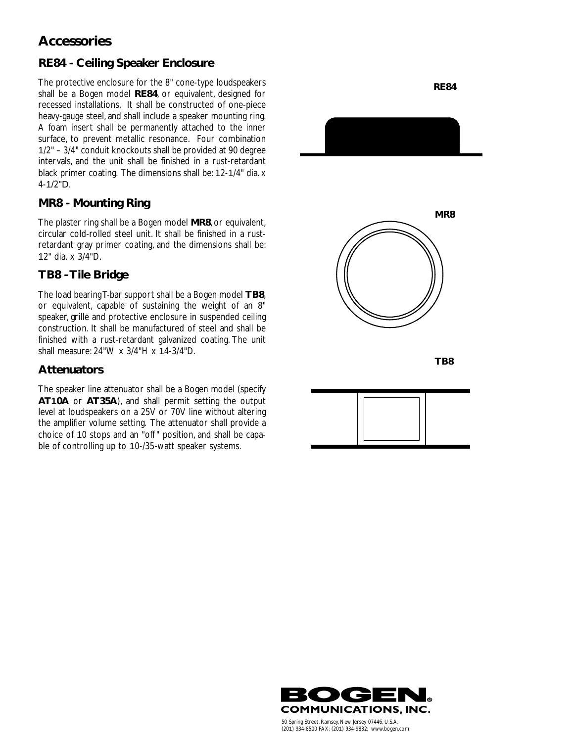# Accessories

## RE84 - Ceiling Speaker Enclosure

The protective enclosure for the 8" cone-type loudspeakers shall be a Bogen model **RE84**, or equivalent, designed for recessed installations. It shall be constructed of one-piece heavy-gauge steel, and shall include a speaker mounting ring. A foam insert shall be permanently attached to the inner surface, to prevent metallic resonance. Four combination 1/2" – 3/4" conduit knockouts shall be provided at 90 degree intervals, and the unit shall be finished in a rust-retardant black primer coating. The dimensions shall be: 12-1/4" dia. x 4-1/2"D.

## MR8 - Mounting Ring

The plaster ring shall be a Bogen model **MR8**, or equivalent, circular cold-rolled steel unit. It shall be finished in a rust-retardant gray primer coating, and the dimensions shall be: 12" dia. x 3/4"D.

## TB8 - Tile Bridge

The load bearing T-bar support shall be a Bogen model **TB8**, or equivalent, capable of sustaining the weight of an 8" speaker, grille and protective enclosure in suspended ceiling construction. It shall be manufactured of steel and shall be finished with a rust-retardant galvanized coating. The unit shall measure: 24"W x 3/4"H x 14-3/4"D.

## Attenuators

The speaker line attenuator shall be a Bogen model (specify **AT10A** or **AT35A**), and shall permit setting the output level at loudspeakers on a 25V or 70V line without altering the amplifier volume setting. The attenuator shall provide a choice of 10 stops and an "off" position, and shall be capable of controlling up to 10-/35-watt speaker systems.

RE84

MR8

TB8

BOGEN COMMUNICATIONS, INC.

50 Spring Street, Ramsey, New Jersey 07446, U.S.A.
(201) 934-8500 FAX: (201) 934-9832; www.bogen.com